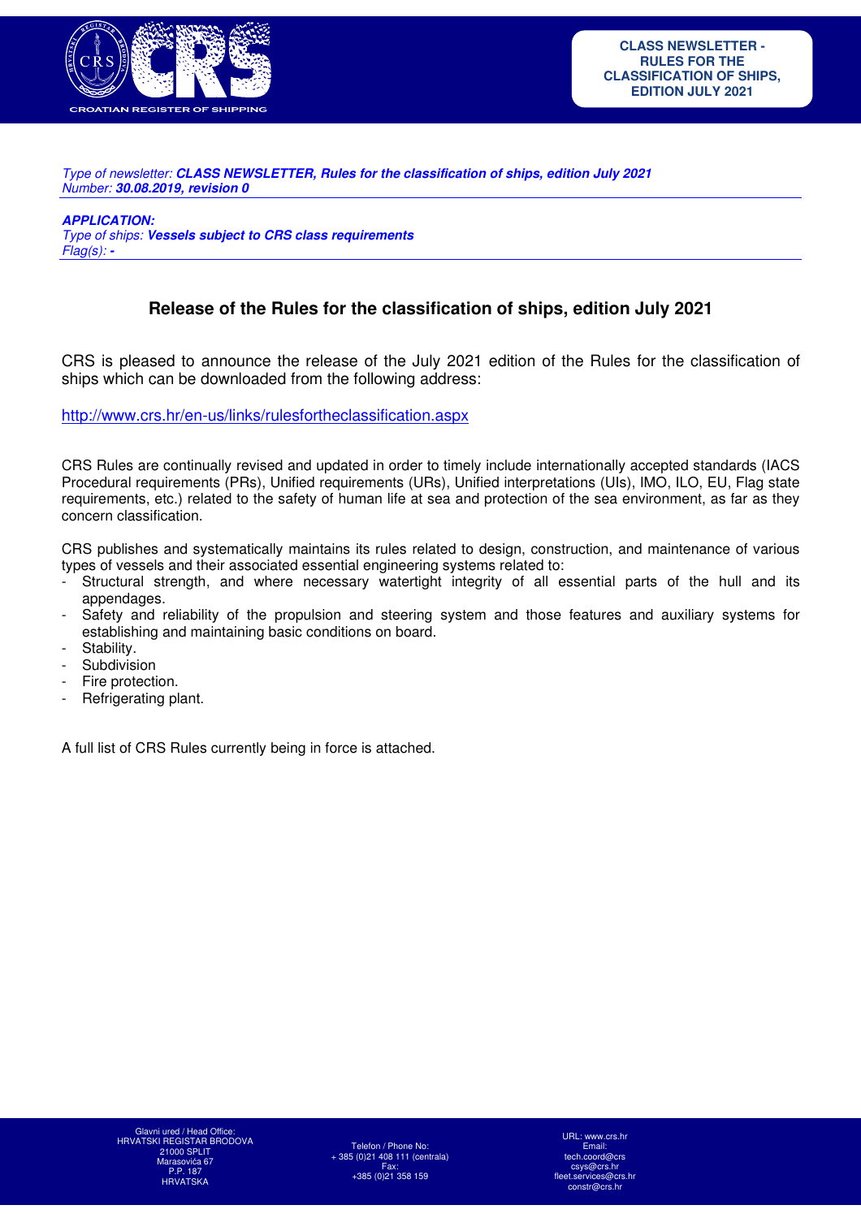**CLASS NEWSLETTER - RULES FOR THE CLASSIFICATION OF SHIPS, EDITION JULY 2021**

*Type of newsletter:* ***CLASS NEWSLETTER, Rules for the classification of ships, edition July 2021***
*Number:* ***30.08.2019, revision 0***

***APPLICATION:***
*Type of ships:* ***Vessels subject to CRS class requirements***
*Flag(s):* ***-***

## Release of the Rules for the classification of ships, edition July 2021

CRS is pleased to announce the release of the July 2021 edition of the Rules for the classification of ships which can be downloaded from the following address:

http://www.crs.hr/en-us/links/rulesfortheclassification.aspx

CRS Rules are continually revised and updated in order to timely include internationally accepted standards (IACS Procedural requirements (PRs), Unified requirements (URs), Unified interpretations (UIs), IMO, ILO, EU, Flag state requirements, etc.) related to the safety of human life at sea and protection of the sea environment, as far as they concern classification.

CRS publishes and systematically maintains its rules related to design, construction, and maintenance of various types of vessels and their associated essential engineering systems related to:

- Structural strength, and where necessary watertight integrity of all essential parts of the hull and its appendages.
- Safety and reliability of the propulsion and steering system and those features and auxiliary systems for establishing and maintaining basic conditions on board.
- Stability.
- Subdivision
- Fire protection.
- Refrigerating plant.

A full list of CRS Rules currently being in force is attached.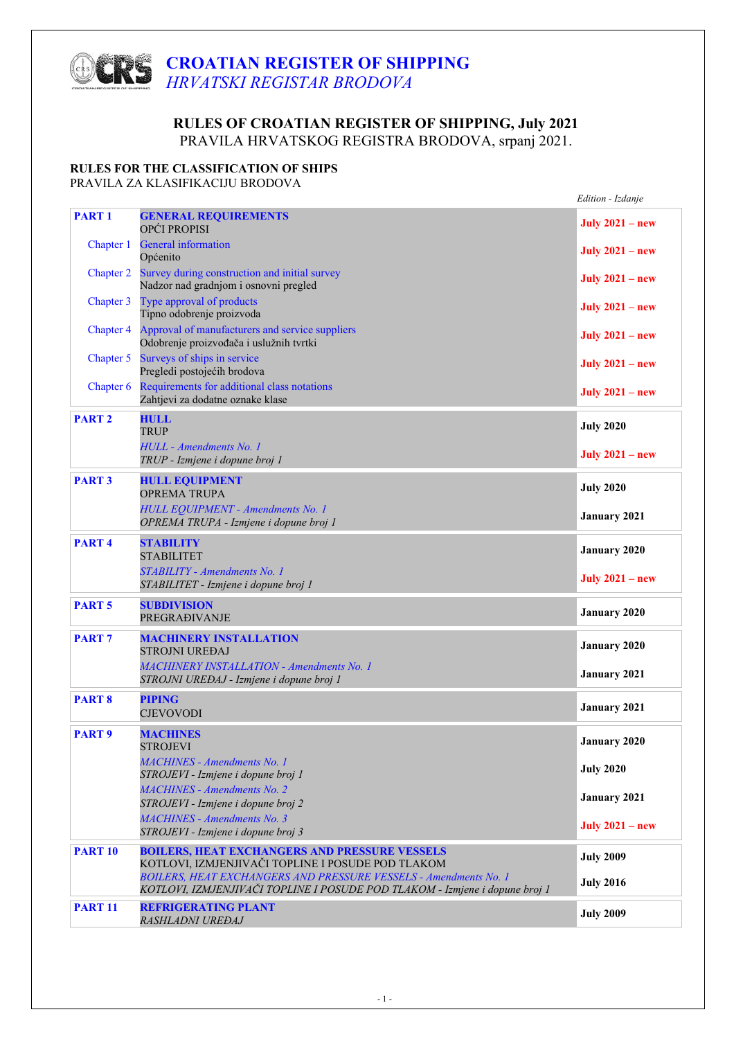# CROATIAN REGISTER OF SHIPPING
*HRVATSKI REGISTAR BRODOVA*

## RULES OF CROATIAN REGISTER OF SHIPPING, July 2021
PRAVILA HRVATSKOG REGISTRA BRODOVA, srpanj 2021.

### RULES FOR THE CLASSIFICATION OF SHIPS
PRAVILA ZA KLASIFIKACIJU BRODOVA

| | | *Edition - Izdanje* |
|---|---|---|
| **PART 1** | **GENERAL REQUIREMENTS**<br>OPĆI PROPISI | **July 2021 – new** |
| Chapter 1 | General information<br>Općenito | **July 2021 – new** |
| Chapter 2 | Survey during construction and initial survey<br>Nadzor nad gradnjom i osnovni pregled | **July 2021 – new** |
| Chapter 3 | Type approval of products<br>Tipno odobrenje proizvoda | **July 2021 – new** |
| Chapter 4 | Approval of manufacturers and service suppliers<br>Odobrenje proizvođača i uslužnih tvrtki | **July 2021 – new** |
| Chapter 5 | Surveys of ships in service<br>Pregledi postojećih brodova | **July 2021 – new** |
| Chapter 6 | Requirements for additional class notations<br>Zahtjevi za dodatne oznake klase | **July 2021 – new** |
| **PART 2** | **HULL**<br>TRUP | **July 2020** |
| | *HULL - Amendments No. 1*<br>*TRUP - Izmjene i dopune broj 1* | **July 2021 – new** |
| **PART 3** | **HULL EQUIPMENT**<br>OPREMA TRUPA | **July 2020** |
| | *HULL EQUIPMENT - Amendments No. 1*<br>*OPREMA TRUPA - Izmjene i dopune broj 1* | **January 2021** |
| **PART 4** | **STABILITY**<br>STABILITET | **January 2020** |
| | *STABILITY - Amendments No. 1*<br>*STABILITET - Izmjene i dopune broj 1* | **July 2021 – new** |
| **PART 5** | **SUBDIVISION**<br>PREGRAĐIVANJE | **January 2020** |
| **PART 7** | **MACHINERY INSTALLATION**<br>STROJNI UREĐAJ | **January 2020** |
| | *MACHINERY INSTALLATION - Amendments No. 1*<br>*STROJNI UREĐAJ - Izmjene i dopune broj 1* | **January 2021** |
| **PART 8** | **PIPING**<br>CJEVOVODI | **January 2021** |
| **PART 9** | **MACHINES**<br>STROJEVI | **January 2020** |
| | *MACHINES - Amendments No. 1*<br>*STROJEVI - Izmjene i dopune broj 1* | **July 2020** |
| | *MACHINES - Amendments No. 2*<br>*STROJEVI - Izmjene i dopune broj 2* | **January 2021** |
| | *MACHINES - Amendments No. 3*<br>*STROJEVI - Izmjene i dopune broj 3* | **July 2021 – new** |
| **PART 10** | **BOILERS, HEAT EXCHANGERS AND PRESSURE VESSELS**<br>KOTLOVI, IZMJENJIVAČI TOPLINE I POSUDE POD TLAKOM | **July 2009** |
| | *BOILERS, HEAT EXCHANGERS AND PRESSURE VESSELS - Amendments No. 1*<br>*KOTLOVI, IZMJENJIVAČI TOPLINE I POSUDE POD TLAKOM - Izmjene i dopune broj 1* | **July 2016** |
| **PART 11** | **REFRIGERATING PLANT**<br>*RASHLADNI UREĐAJ* | **July 2009** |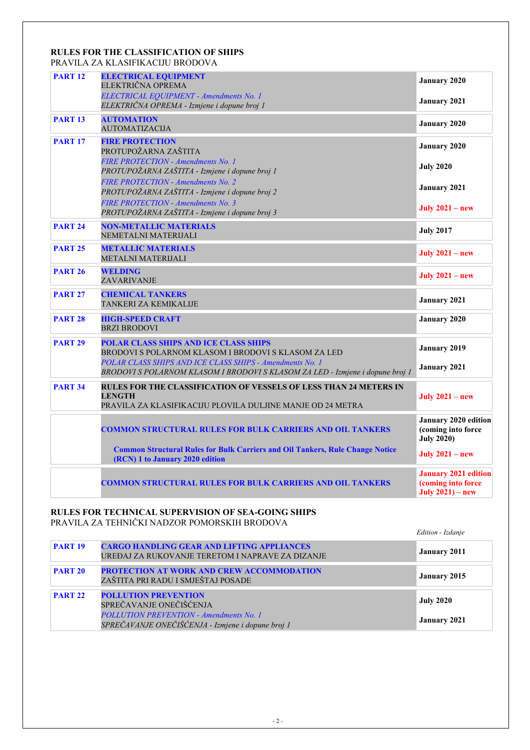**RULES FOR THE CLASSIFICATION OF SHIPS**
PRAVILA ZA KLASIFIKACIJU BRODOVA

| | | |
|---|---|---|
| **PART 12** | **ELECTRICAL EQUIPMENT**<br>ELEKTRIČNA OPREMA | **January 2020** |
| | *ELECTRICAL EQUIPMENT - Amendments No. 1*<br>*ELEKTRIČNA OPREMA - Izmjene i dopune broj 1* | **January 2021** |
| **PART 13** | **AUTOMATION**<br>AUTOMATIZACIJA | **January 2020** |
| **PART 17** | **FIRE PROTECTION**<br>PROTUPOŽARNA ZAŠTITA | **January 2020** |
| | *FIRE PROTECTION - Amendments No. 1*<br>*PROTUPOŽARNA ZAŠTITA - Izmjene i dopune broj 1* | **July 2020** |
| | *FIRE PROTECTION - Amendments No. 2*<br>*PROTUPOŽARNA ZAŠTITA - Izmjene i dopune broj 2* | **January 2021** |
| | *FIRE PROTECTION - Amendments No. 3*<br>*PROTUPOŽARNA ZAŠTITA - Izmjene i dopune broj 3* | **July 2021 – new** |
| **PART 24** | **NON-METALLIC MATERIALS**<br>NEMETALNI MATERIJALI | **July 2017** |
| **PART 25** | **METALLIC MATERIALS**<br>METALNI MATERIJALI | **July 2021 – new** |
| **PART 26** | **WELDING**<br>ZAVARIVANJE | **July 2021 – new** |
| **PART 27** | **CHEMICAL TANKERS**<br>TANKERI ZA KEMIKALIJE | **January 2021** |
| **PART 28** | **HIGH-SPEED CRAFT**<br>BRZI BRODOVI | **January 2020** |
| **PART 29** | **POLAR CLASS SHIPS AND ICE CLASS SHIPS**<br>BRODOVI S POLARNOM KLASOM I BRODOVI S KLASOM ZA LED | **January 2019** |
| | *POLAR CLASS SHIPS AND ICE CLASS SHIPS - Amendments No. 1*<br>*BRODOVI S POLARNOM KLASOM I BRODOVI S KLASOM ZA LED - Izmjene i dopune broj 1* | **January 2021** |
| **PART 34** | **RULES FOR THE CLASSIFICATION OF VESSELS OF LESS THAN 24 METERS IN LENGTH**<br>PRAVILA ZA KLASIFIKACIJU PLOVILA DULJINE MANJE OD 24 METRA | **July 2021 – new** |
| | **COMMON STRUCTURAL RULES FOR BULK CARRIERS AND OIL TANKERS** | **January 2020 edition (coming into force July 2020)** |
| | **Common Structural Rules for Bulk Carriers and Oil Tankers, Rule Change Notice (RCN) 1 to January 2020 edition** | **July 2021 – new** |
| | **COMMON STRUCTURAL RULES FOR BULK CARRIERS AND OIL TANKERS** | **January 2021 edition (coming into force July 2021) – new** |

**RULES FOR TECHNICAL SUPERVISION OF SEA-GOING SHIPS**
PRAVILA ZA TEHNIČKI NADZOR POMORSKIH BRODOVA

| | | *Edition - Izdanje* |
|---|---|---|
| **PART 19** | **CARGO HANDLING GEAR AND LIFTING APPLIANCES**<br>UREĐAJ ZA RUKOVANJE TERETOM I NAPRAVE ZA DIZANJE | **January 2011** |
| **PART 20** | **PROTECTION AT WORK AND CREW ACCOMMODATION**<br>ZAŠTITA PRI RADU I SMJEŠTAJ POSADE | **January 2015** |
| **PART 22** | **POLLUTION PREVENTION**<br>SPREČAVANJE ONEČIŠĆENJA | **July 2020** |
| | *POLLUTION PREVENTION - Amendments No. 1*<br>*SPREČAVANJE ONEČIŠĆENJA - Izmjene i dopune broj 1* | **January 2021** |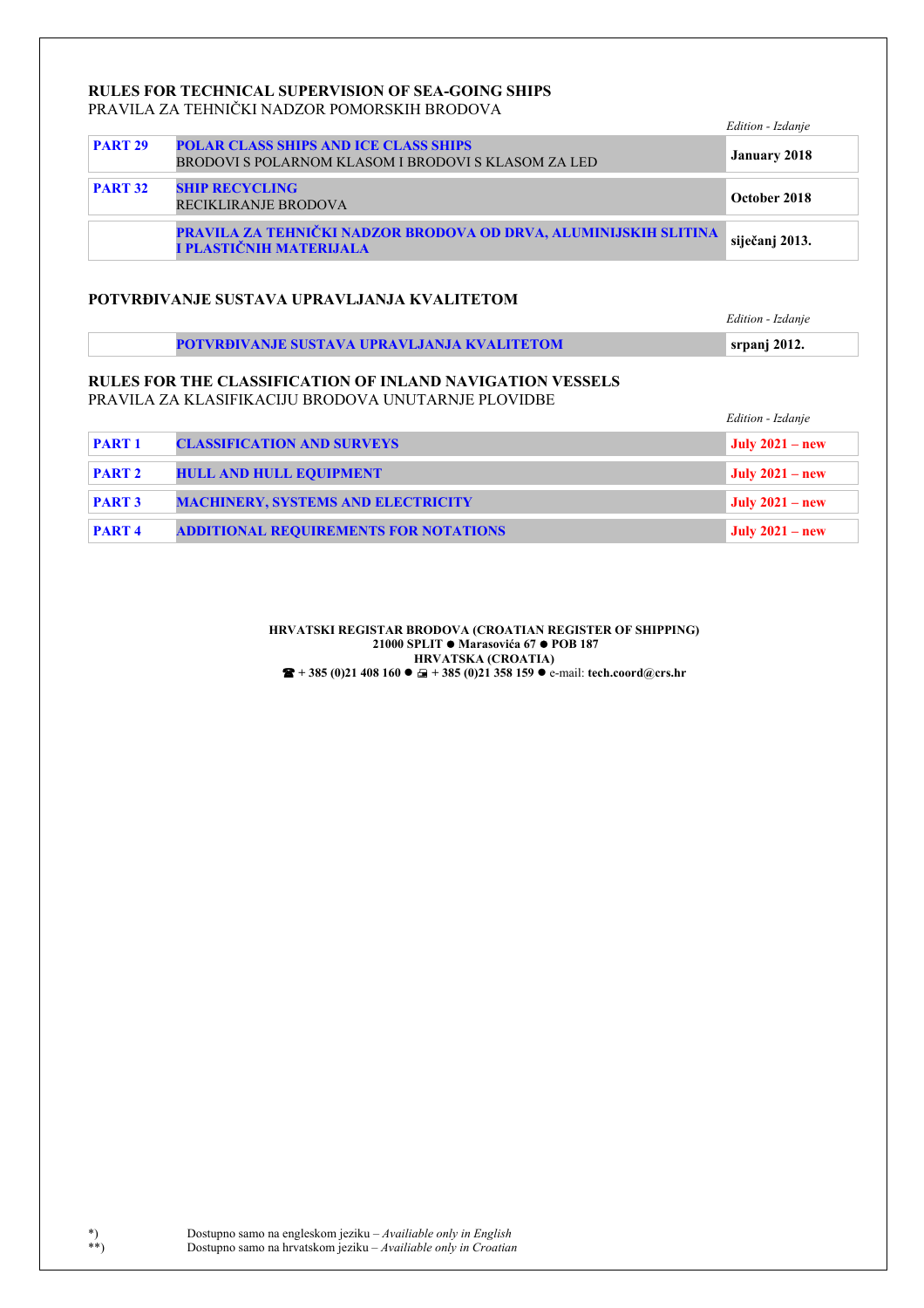## RULES FOR TECHNICAL SUPERVISION OF SEA-GOING SHIPS
PRAVILA ZA TEHNIČKI NADZOR POMORSKIH BRODOVA

| | | *Edition - Izdanje* |
|---|---|---|
| **PART 29** | **POLAR CLASS SHIPS AND ICE CLASS SHIPS** BRODOVI S POLARNOM KLASOM I BRODOVI S KLASOM ZA LED | **January 2018** |
| **PART 32** | **SHIP RECYCLING** RECIKLIRANJE BRODOVA | **October 2018** |
| | **PRAVILA ZA TEHNIČKI NADZOR BRODOVA OD DRVA, ALUMINIJSKIH SLITINA I PLASTIČNIH MATERIJALA** | **siječanj 2013.** |

## POTVRĐIVANJE SUSTAVA UPRAVLJANJA KVALITETOM

| | | *Edition - Izdanje* |
|---|---|---|
| | **POTVRĐIVANJE SUSTAVA UPRAVLJANJA KVALITETOM** | **srpanj 2012.** |

## RULES FOR THE CLASSIFICATION OF INLAND NAVIGATION VESSELS
PRAVILA ZA KLASIFIKACIJU BRODOVA UNUTARNJE PLOVIDBE

| | | *Edition - Izdanje* |
|---|---|---|
| **PART 1** | **CLASSIFICATION AND SURVEYS** | **July 2021 – new** |
| **PART 2** | **HULL AND HULL EQUIPMENT** | **July 2021 – new** |
| **PART 3** | **MACHINERY, SYSTEMS AND ELECTRICITY** | **July 2021 – new** |
| **PART 4** | **ADDITIONAL REQUIREMENTS FOR NOTATIONS** | **July 2021 – new** |

**HRVATSKI REGISTAR BRODOVA (CROATIAN REGISTER OF SHIPPING)**
**21000 SPLIT ● Marasovića 67 ● POB 187**
**HRVATSKA (CROATIA)**
**☎ + 385 (0)21 408 160 ● 🖷 + 385 (0)21 358 159 ●** e-mail: **tech.coord@crs.hr**

*) Dostupno samo na engleskom jeziku – *Availiable only in English*
**) Dostupno samo na hrvatskom jeziku – *Availiable only in Croatian*